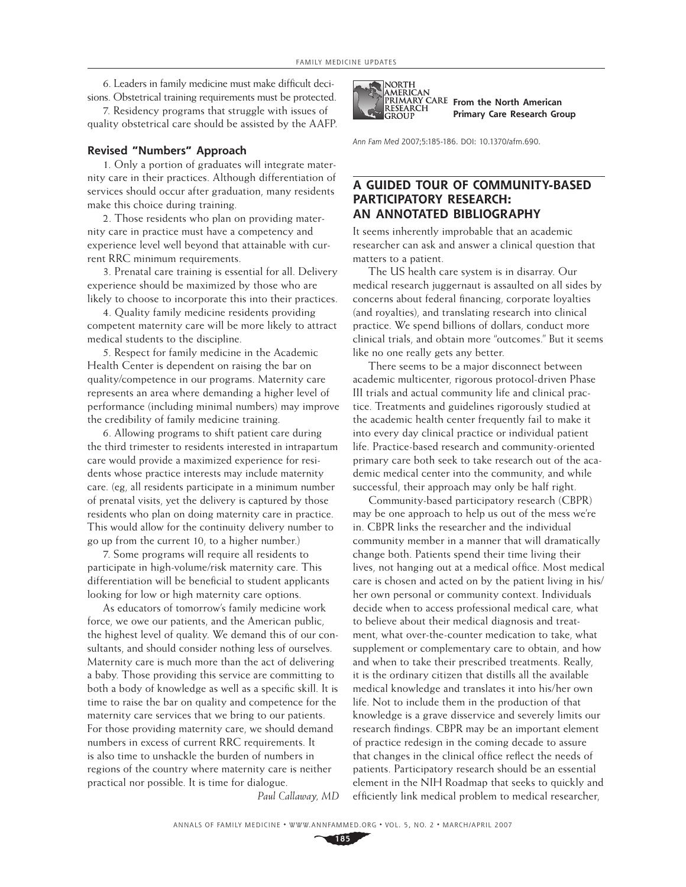6. Leaders in family medicine must make difficult decisions. Obstetrical training requirements must be protected.

7. Residency programs that struggle with issues of quality obstetrical care should be assisted by the AAFP.

### Revised "Numbers" Approach

1. Only a portion of graduates will integrate maternity care in their practices. Although differentiation of services should occur after graduation, many residents make this choice during training.

2. Those residents who plan on providing maternity care in practice must have a competency and experience level well beyond that attainable with current RRC minimum requirements.

3. Prenatal care training is essential for all. Delivery experience should be maximized by those who are likely to choose to incorporate this into their practices.

4. Quality family medicine residents providing competent maternity care will be more likely to attract medical students to the discipline.

5. Respect for family medicine in the Academic Health Center is dependent on raising the bar on quality/competence in our programs. Maternity care represents an area where demanding a higher level of performance (including minimal numbers) may improve the credibility of family medicine training.

6. Allowing programs to shift patient care during the third trimester to residents interested in intrapartum care would provide a maximized experience for residents whose practice interests may include maternity care. (eg, all residents participate in a minimum number of prenatal visits, yet the delivery is captured by those residents who plan on doing maternity care in practice. This would allow for the continuity delivery number to go up from the current 10, to a higher number.)

7. Some programs will require all residents to participate in high-volume/risk maternity care. This differentiation will be beneficial to student applicants looking for low or high maternity care options.

As educators of tomorrow's family medicine work force, we owe our patients, and the American public, the highest level of quality. We demand this of our consultants, and should consider nothing less of ourselves. Maternity care is much more than the act of delivering a baby. Those providing this service are committing to both a body of knowledge as well as a specific skill. It is time to raise the bar on quality and competence for the maternity care services that we bring to our patients. For those providing maternity care, we should demand numbers in excess of current RRC requirements. It is also time to unshackle the burden of numbers in regions of the country where maternity care is neither practical nor possible. It is time for dialogue.

*Paul Callaway, MD*

NORTH AMERICAN PRIMARY CARE RESEARCH GROUP

**From the North American Primary Care Research Group**

*Ann Fam Med* 2007;5:185-186. DOI: 10.1370/afm.690.

## A GUIDED TOUR OF COMMUNITY-BASED PARTICIPATORY RESEARCH: AN ANNOTATED BIBLIOGRAPHY

It seems inherently improbable that an academic researcher can ask and answer a clinical question that matters to a patient.

The US health care system is in disarray. Our medical research juggernaut is assaulted on all sides by concerns about federal financing, corporate loyalties (and royalties), and translating research into clinical practice. We spend billions of dollars, conduct more clinical trials, and obtain more "outcomes." But it seems like no one really gets any better.

There seems to be a major disconnect between academic multicenter, rigorous protocol-driven Phase III trials and actual community life and clinical practice. Treatments and guidelines rigorously studied at the academic health center frequently fail to make it into every day clinical practice or individual patient life. Practice-based research and community-oriented primary care both seek to take research out of the academic medical center into the community, and while successful, their approach may only be half right.

Community-based participatory research (CBPR) may be one approach to help us out of the mess we're in. CBPR links the researcher and the individual community member in a manner that will dramatically change both. Patients spend their time living their lives, not hanging out at a medical office. Most medical care is chosen and acted on by the patient living in his/her own personal or community context. Individuals decide when to access professional medical care, what to believe about their medical diagnosis and treatment, what over-the-counter medication to take, what supplement or complementary care to obtain, and how and when to take their prescribed treatments. Really, it is the ordinary citizen that distills all the available medical knowledge and translates it into his/her own life. Not to include them in the production of that knowledge is a grave disservice and severely limits our research findings. CBPR may be an important element of practice redesign in the coming decade to assure that changes in the clinical office reflect the needs of patients. Participatory research should be an essential element in the NIH Roadmap that seeks to quickly and efficiently link medical problem to medical researcher,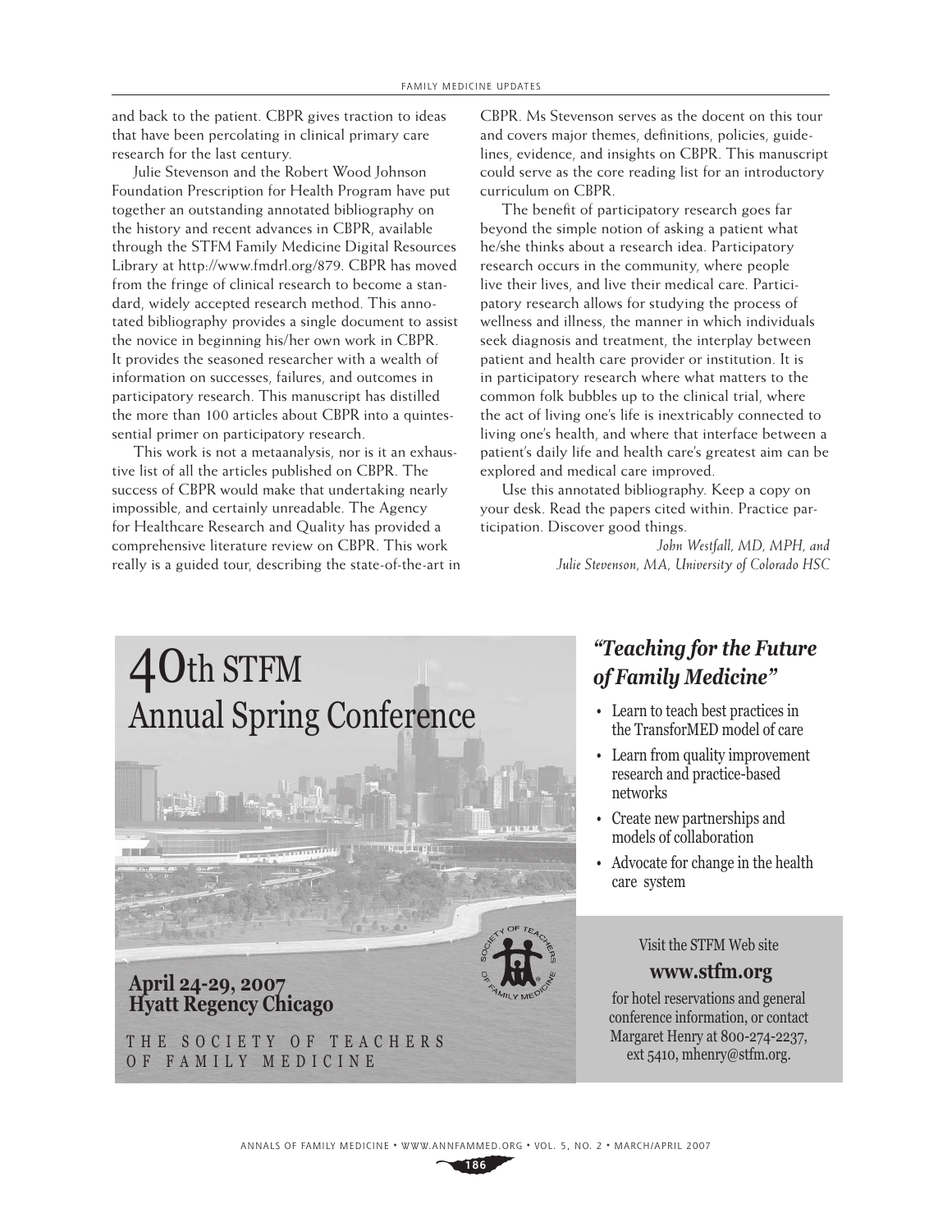and back to the patient. CBPR gives traction to ideas that have been percolating in clinical primary care research for the last century.

Julie Stevenson and the Robert Wood Johnson Foundation Prescription for Health Program have put together an outstanding annotated bibliography on the history and recent advances in CBPR, available through the STFM Family Medicine Digital Resources Library at http://www.fmdrl.org/879. CBPR has moved from the fringe of clinical research to become a standard, widely accepted research method. This annotated bibliography provides a single document to assist the novice in beginning his/her own work in CBPR. It provides the seasoned researcher with a wealth of information on successes, failures, and outcomes in participatory research. This manuscript has distilled the more than 100 articles about CBPR into a quintessential primer on participatory research.

This work is not a metaanalysis, nor is it an exhaustive list of all the articles published on CBPR. The success of CBPR would make that undertaking nearly impossible, and certainly unreadable. The Agency for Healthcare Research and Quality has provided a comprehensive literature review on CBPR. This work really is a guided tour, describing the state-of-the-art in CBPR. Ms Stevenson serves as the docent on this tour and covers major themes, definitions, policies, guidelines, evidence, and insights on CBPR. This manuscript could serve as the core reading list for an introductory curriculum on CBPR.

The benefit of participatory research goes far beyond the simple notion of asking a patient what he/she thinks about a research idea. Participatory research occurs in the community, where people live their lives, and live their medical care. Participatory research allows for studying the process of wellness and illness, the manner in which individuals seek diagnosis and treatment, the interplay between patient and health care provider or institution. It is in participatory research where what matters to the common folk bubbles up to the clinical trial, where the act of living one's life is inextricably connected to living one's health, and where that interface between a patient's daily life and health care's greatest aim can be explored and medical care improved.

Use this annotated bibliography. Keep a copy on your desk. Read the papers cited within. Practice participation. Discover good things.

*John Westfall, MD, MPH, and*
*Julie Stevenson, MA, University of Colorado HSC*

# 40th STFM Annual Spring Conference

**April 24-29, 2007**
**Hyatt Regency Chicago**

THE SOCIETY OF TEACHERS OF FAMILY MEDICINE

## *"Teaching for the Future of Family Medicine"*

- Learn to teach best practices in the TransforMED model of care
- Learn from quality improvement research and practice-based networks
- Create new partnerships and models of collaboration
- Advocate for change in the health care system

Visit the STFM Web site

**www.stfm.org**

for hotel reservations and general conference information, or contact Margaret Henry at 800-274-2237, ext 5410, mhenry@stfm.org.